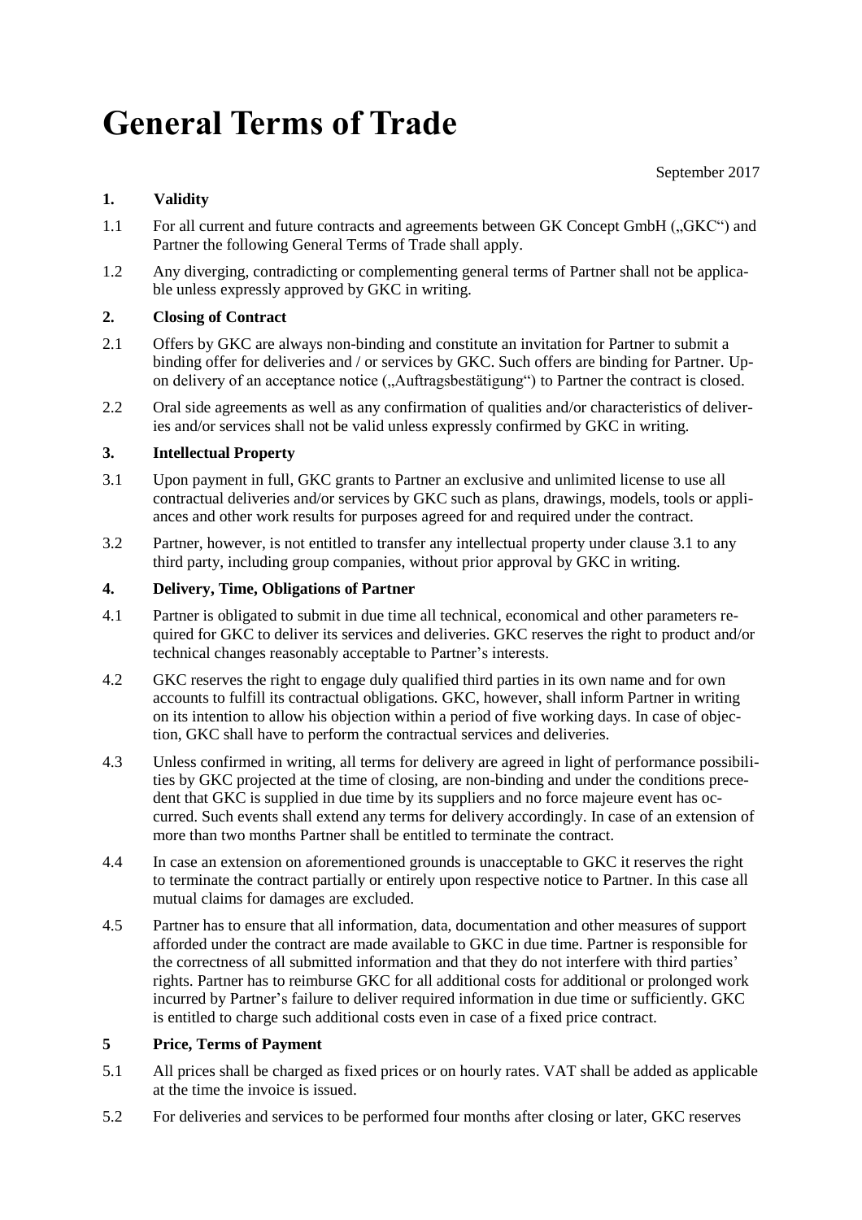# General Terms of Trade

September 2017

### 1. Validity

1.1 For all current and future contracts and agreements between GK Concept GmbH („GKC“) and Partner the following General Terms of Trade shall apply.

1.2 Any diverging, contradicting or complementing general terms of Partner shall not be applicable unless expressly approved by GKC in writing.

### 2. Closing of Contract

2.1 Offers by GKC are always non-binding and constitute an invitation for Partner to submit a binding offer for deliveries and / or services by GKC. Such offers are binding for Partner. Upon delivery of an acceptance notice („Auftragsbestätigung“) to Partner the contract is closed.

2.2 Oral side agreements as well as any confirmation of qualities and/or characteristics of deliveries and/or services shall not be valid unless expressly confirmed by GKC in writing.

### 3. Intellectual Property

3.1 Upon payment in full, GKC grants to Partner an exclusive and unlimited license to use all contractual deliveries and/or services by GKC such as plans, drawings, models, tools or appliances and other work results for purposes agreed for and required under the contract.

3.2 Partner, however, is not entitled to transfer any intellectual property under clause 3.1 to any third party, including group companies, without prior approval by GKC in writing.

### 4. Delivery, Time, Obligations of Partner

4.1 Partner is obligated to submit in due time all technical, economical and other parameters required for GKC to deliver its services and deliveries. GKC reserves the right to product and/or technical changes reasonably acceptable to Partner’s interests.

4.2 GKC reserves the right to engage duly qualified third parties in its own name and for own accounts to fulfill its contractual obligations. GKC, however, shall inform Partner in writing on its intention to allow his objection within a period of five working days. In case of objection, GKC shall have to perform the contractual services and deliveries.

4.3 Unless confirmed in writing, all terms for delivery are agreed in light of performance possibilities by GKC projected at the time of closing, are non-binding and under the conditions precedent that GKC is supplied in due time by its suppliers and no force majeure event has occurred. Such events shall extend any terms for delivery accordingly. In case of an extension of more than two months Partner shall be entitled to terminate the contract.

4.4 In case an extension on aforementioned grounds is unacceptable to GKC it reserves the right to terminate the contract partially or entirely upon respective notice to Partner. In this case all mutual claims for damages are excluded.

4.5 Partner has to ensure that all information, data, documentation and other measures of support afforded under the contract are made available to GKC in due time. Partner is responsible for the correctness of all submitted information and that they do not interfere with third parties’ rights. Partner has to reimburse GKC for all additional costs for additional or prolonged work incurred by Partner’s failure to deliver required information in due time or sufficiently. GKC is entitled to charge such additional costs even in case of a fixed price contract.

### 5 Price, Terms of Payment

5.1 All prices shall be charged as fixed prices or on hourly rates. VAT shall be added as applicable at the time the invoice is issued.

5.2 For deliveries and services to be performed four months after closing or later, GKC reserves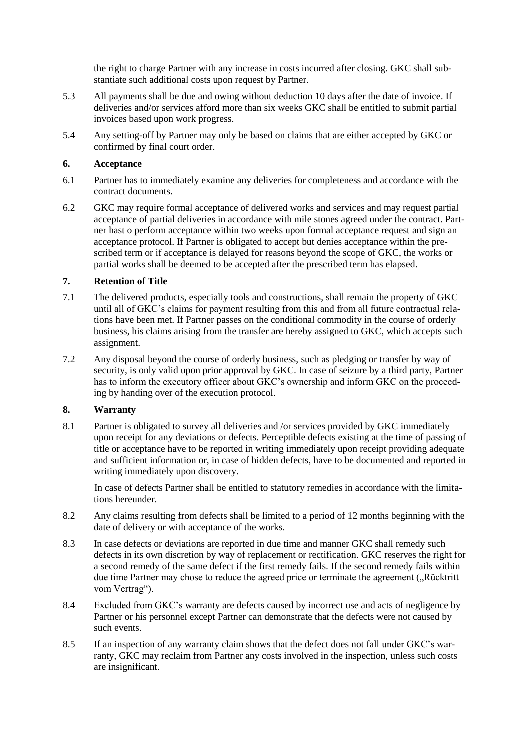the right to charge Partner with any increase in costs incurred after closing. GKC shall substantiate such additional costs upon request by Partner.

5.3 All payments shall be due and owing without deduction 10 days after the date of invoice. If deliveries and/or services afford more than six weeks GKC shall be entitled to submit partial invoices based upon work progress.

5.4 Any setting-off by Partner may only be based on claims that are either accepted by GKC or confirmed by final court order.

## 6. Acceptance

6.1 Partner has to immediately examine any deliveries for completeness and accordance with the contract documents.

6.2 GKC may require formal acceptance of delivered works and services and may request partial acceptance of partial deliveries in accordance with mile stones agreed under the contract. Partner hast o perform acceptance within two weeks upon formal acceptance request and sign an acceptance protocol. If Partner is obligated to accept but denies acceptance within the prescribed term or if acceptance is delayed for reasons beyond the scope of GKC, the works or partial works shall be deemed to be accepted after the prescribed term has elapsed.

## 7. Retention of Title

7.1 The delivered products, especially tools and constructions, shall remain the property of GKC until all of GKC's claims for payment resulting from this and from all future contractual relations have been met. If Partner passes on the conditional commodity in the course of orderly business, his claims arising from the transfer are hereby assigned to GKC, which accepts such assignment.

7.2 Any disposal beyond the course of orderly business, such as pledging or transfer by way of security, is only valid upon prior approval by GKC. In case of seizure by a third party, Partner has to inform the executory officer about GKC's ownership and inform GKC on the proceeding by handing over of the execution protocol.

## 8. Warranty

8.1 Partner is obligated to survey all deliveries and /or services provided by GKC immediately upon receipt for any deviations or defects. Perceptible defects existing at the time of passing of title or acceptance have to be reported in writing immediately upon receipt providing adequate and sufficient information or, in case of hidden defects, have to be documented and reported in writing immediately upon discovery.

In case of defects Partner shall be entitled to statutory remedies in accordance with the limitations hereunder.

8.2 Any claims resulting from defects shall be limited to a period of 12 months beginning with the date of delivery or with acceptance of the works.

8.3 In case defects or deviations are reported in due time and manner GKC shall remedy such defects in its own discretion by way of replacement or rectification. GKC reserves the right for a second remedy of the same defect if the first remedy fails. If the second remedy fails within due time Partner may chose to reduce the agreed price or terminate the agreement („Rücktritt vom Vertrag").

8.4 Excluded from GKC's warranty are defects caused by incorrect use and acts of negligence by Partner or his personnel except Partner can demonstrate that the defects were not caused by such events.

8.5 If an inspection of any warranty claim shows that the defect does not fall under GKC's warranty, GKC may reclaim from Partner any costs involved in the inspection, unless such costs are insignificant.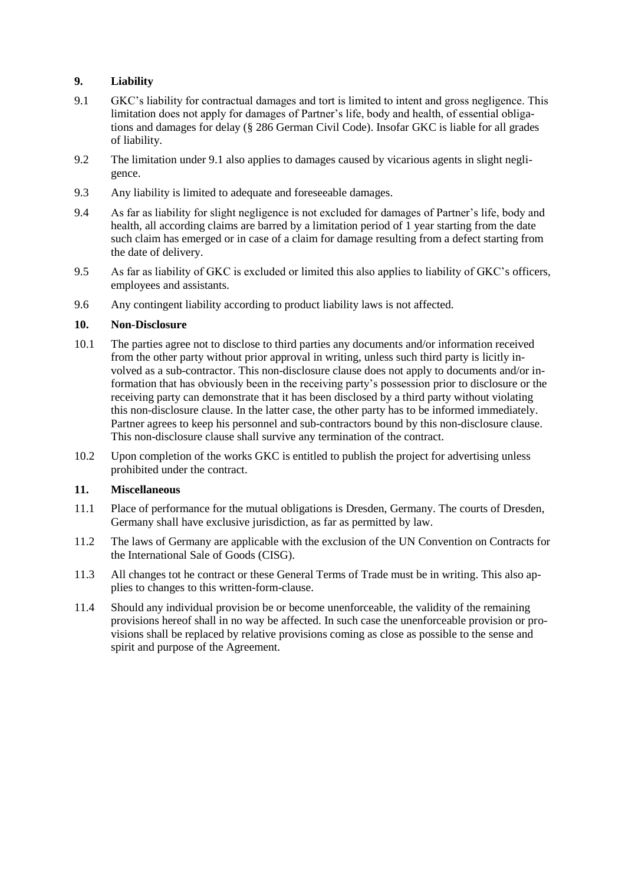## 9. Liability

9.1 GKC's liability for contractual damages and tort is limited to intent and gross negligence. This limitation does not apply for damages of Partner's life, body and health, of essential obligations and damages for delay (§ 286 German Civil Code). Insofar GKC is liable for all grades of liability.

9.2 The limitation under 9.1 also applies to damages caused by vicarious agents in slight negligence.

9.3 Any liability is limited to adequate and foreseeable damages.

9.4 As far as liability for slight negligence is not excluded for damages of Partner's life, body and health, all according claims are barred by a limitation period of 1 year starting from the date such claim has emerged or in case of a claim for damage resulting from a defect starting from the date of delivery.

9.5 As far as liability of GKC is excluded or limited this also applies to liability of GKC's officers, employees and assistants.

9.6 Any contingent liability according to product liability laws is not affected.

## 10. Non-Disclosure

10.1 The parties agree not to disclose to third parties any documents and/or information received from the other party without prior approval in writing, unless such third party is licitly involved as a sub-contractor. This non-disclosure clause does not apply to documents and/or information that has obviously been in the receiving party's possession prior to disclosure or the receiving party can demonstrate that it has been disclosed by a third party without violating this non-disclosure clause. In the latter case, the other party has to be informed immediately. Partner agrees to keep his personnel and sub-contractors bound by this non-disclosure clause. This non-disclosure clause shall survive any termination of the contract.

10.2 Upon completion of the works GKC is entitled to publish the project for advertising unless prohibited under the contract.

## 11. Miscellaneous

11.1 Place of performance for the mutual obligations is Dresden, Germany. The courts of Dresden, Germany shall have exclusive jurisdiction, as far as permitted by law.

11.2 The laws of Germany are applicable with the exclusion of the UN Convention on Contracts for the International Sale of Goods (CISG).

11.3 All changes tot he contract or these General Terms of Trade must be in writing. This also applies to changes to this written-form-clause.

11.4 Should any individual provision be or become unenforceable, the validity of the remaining provisions hereof shall in no way be affected. In such case the unenforceable provision or provisions shall be replaced by relative provisions coming as close as possible to the sense and spirit and purpose of the Agreement.